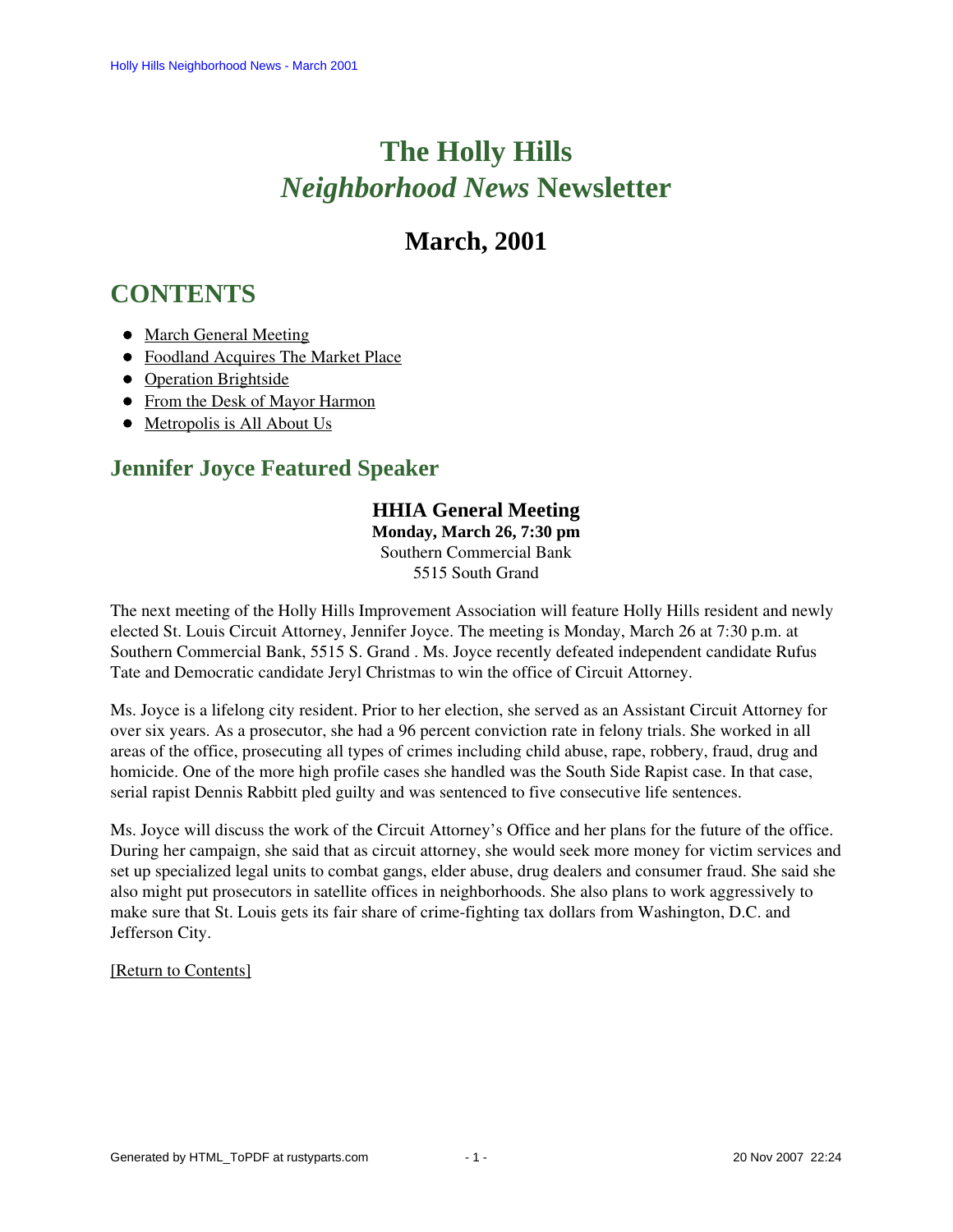# The Holly Hills *Neighborhood News* Newsletter

## March, 2001

## CONTENTS

- March General Meeting
- Foodland Acquires The Market Place
- Operation Brightside
- From the Desk of Mayor Harmon
- Metropolis is All About Us

### Jennifer Joyce Featured Speaker

**HHIA General Meeting**
**Monday, March 26, 7:30 pm**
Southern Commercial Bank
5515 South Grand

The next meeting of the Holly Hills Improvement Association will feature Holly Hills resident and newly elected St. Louis Circuit Attorney, Jennifer Joyce. The meeting is Monday, March 26 at 7:30 p.m. at Southern Commercial Bank, 5515 S. Grand . Ms. Joyce recently defeated independent candidate Rufus Tate and Democratic candidate Jeryl Christmas to win the office of Circuit Attorney.

Ms. Joyce is a lifelong city resident. Prior to her election, she served as an Assistant Circuit Attorney for over six years. As a prosecutor, she had a 96 percent conviction rate in felony trials. She worked in all areas of the office, prosecuting all types of crimes including child abuse, rape, robbery, fraud, drug and homicide. One of the more high profile cases she handled was the South Side Rapist case. In that case, serial rapist Dennis Rabbitt pled guilty and was sentenced to five consecutive life sentences.

Ms. Joyce will discuss the work of the Circuit Attorney's Office and her plans for the future of the office. During her campaign, she said that as circuit attorney, she would seek more money for victim services and set up specialized legal units to combat gangs, elder abuse, drug dealers and consumer fraud. She said she also might put prosecutors in satellite offices in neighborhoods. She also plans to work aggressively to make sure that St. Louis gets its fair share of crime-fighting tax dollars from Washington, D.C. and Jefferson City.

[Return to Contents]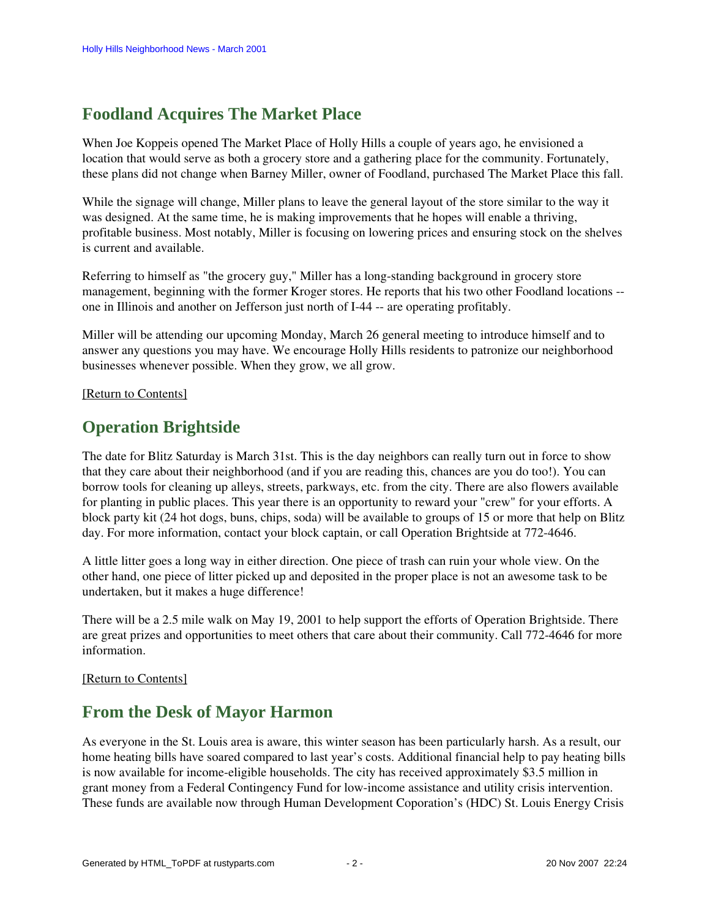## Foodland Acquires The Market Place

When Joe Koppeis opened The Market Place of Holly Hills a couple of years ago, he envisioned a location that would serve as both a grocery store and a gathering place for the community. Fortunately, these plans did not change when Barney Miller, owner of Foodland, purchased The Market Place this fall.

While the signage will change, Miller plans to leave the general layout of the store similar to the way it was designed. At the same time, he is making improvements that he hopes will enable a thriving, profitable business. Most notably, Miller is focusing on lowering prices and ensuring stock on the shelves is current and available.

Referring to himself as "the grocery guy," Miller has a long-standing background in grocery store management, beginning with the former Kroger stores. He reports that his two other Foodland locations -- one in Illinois and another on Jefferson just north of I-44 -- are operating profitably.

Miller will be attending our upcoming Monday, March 26 general meeting to introduce himself and to answer any questions you may have. We encourage Holly Hills residents to patronize our neighborhood businesses whenever possible. When they grow, we all grow.

[Return to Contents]

## Operation Brightside

The date for Blitz Saturday is March 31st. This is the day neighbors can really turn out in force to show that they care about their neighborhood (and if you are reading this, chances are you do too!). You can borrow tools for cleaning up alleys, streets, parkways, etc. from the city. There are also flowers available for planting in public places. This year there is an opportunity to reward your "crew" for your efforts. A block party kit (24 hot dogs, buns, chips, soda) will be available to groups of 15 or more that help on Blitz day. For more information, contact your block captain, or call Operation Brightside at 772-4646.

A little litter goes a long way in either direction. One piece of trash can ruin your whole view. On the other hand, one piece of litter picked up and deposited in the proper place is not an awesome task to be undertaken, but it makes a huge difference!

There will be a 2.5 mile walk on May 19, 2001 to help support the efforts of Operation Brightside. There are great prizes and opportunities to meet others that care about their community. Call 772-4646 for more information.

[Return to Contents]

## From the Desk of Mayor Harmon

As everyone in the St. Louis area is aware, this winter season has been particularly harsh. As a result, our home heating bills have soared compared to last year's costs. Additional financial help to pay heating bills is now available for income-eligible households. The city has received approximately $3.5 million in grant money from a Federal Contingency Fund for low-income assistance and utility crisis intervention. These funds are available now through Human Development Coporation's (HDC) St. Louis Energy Crisis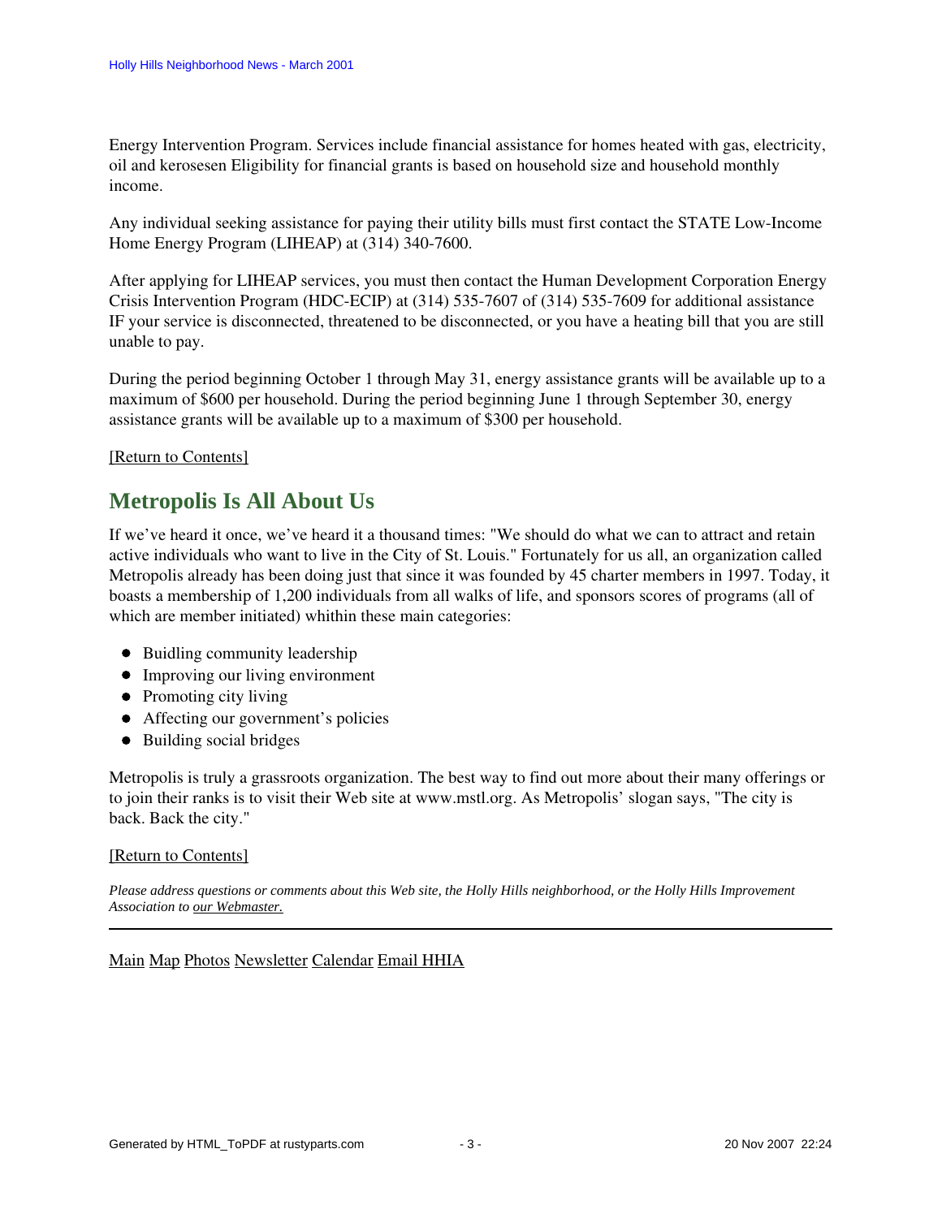Energy Intervention Program. Services include financial assistance for homes heated with gas, electricity, oil and kerosesen Eligibility for financial grants is based on household size and household monthly income.

Any individual seeking assistance for paying their utility bills must first contact the STATE Low-Income Home Energy Program (LIHEAP) at (314) 340-7600.

After applying for LIHEAP services, you must then contact the Human Development Corporation Energy Crisis Intervention Program (HDC-ECIP) at (314) 535-7607 of (314) 535-7609 for additional assistance IF your service is disconnected, threatened to be disconnected, or you have a heating bill that you are still unable to pay.

During the period beginning October 1 through May 31, energy assistance grants will be available up to a maximum of $600 per household. During the period beginning June 1 through September 30, energy assistance grants will be available up to a maximum of $300 per household.

[Return to Contents]

## Metropolis Is All About Us

If we've heard it once, we've heard it a thousand times: "We should do what we can to attract and retain active individuals who want to live in the City of St. Louis." Fortunately for us all, an organization called Metropolis already has been doing just that since it was founded by 45 charter members in 1997. Today, it boasts a membership of 1,200 individuals from all walks of life, and sponsors scores of programs (all of which are member initiated) whithin these main categories:

- Buidling community leadership
- Improving our living environment
- Promoting city living
- Affecting our government's policies
- Building social bridges

Metropolis is truly a grassroots organization. The best way to find out more about their many offerings or to join their ranks is to visit their Web site at www.mstl.org. As Metropolis' slogan says, "The city is back. Back the city."

[Return to Contents]

*Please address questions or comments about this Web site, the Holly Hills neighborhood, or the Holly Hills Improvement Association to our Webmaster.*

---

Main Map Photos Newsletter Calendar Email HHIA